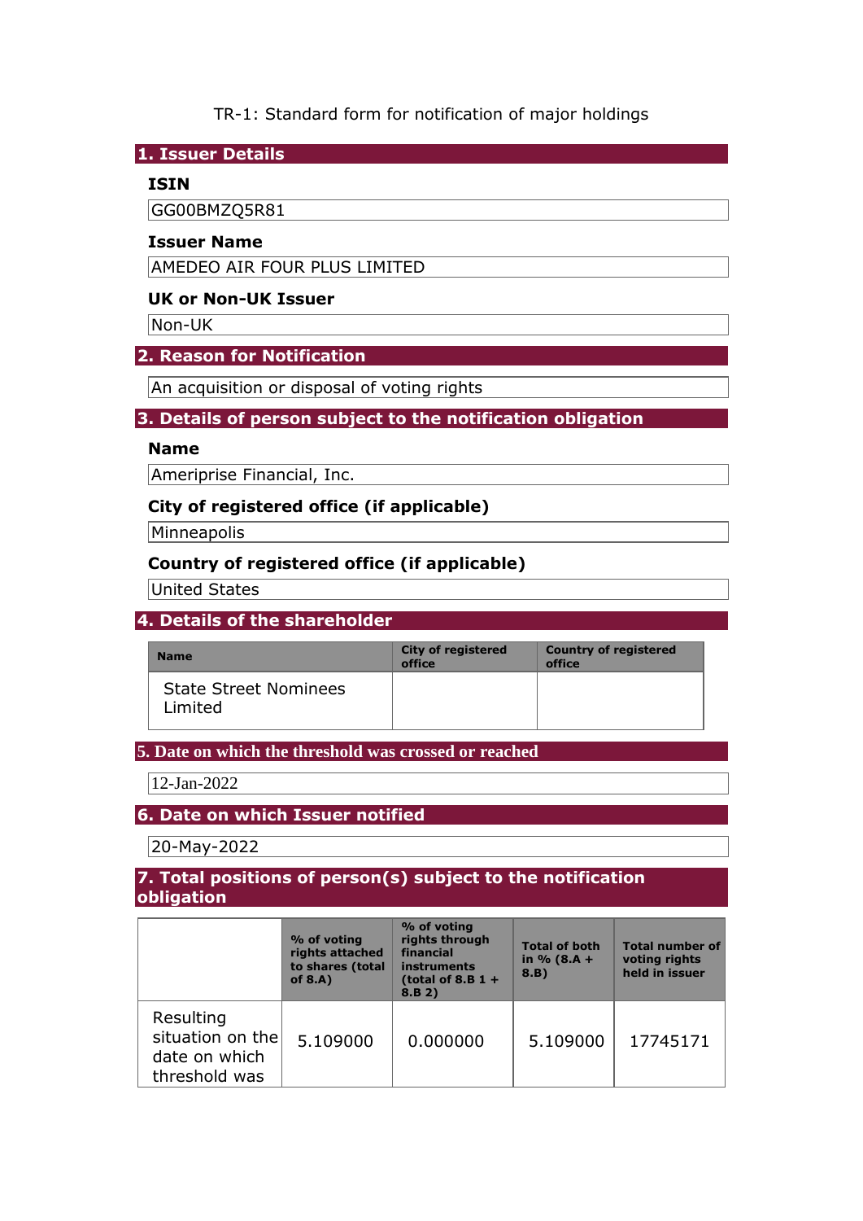TR-1: Standard form for notification of major holdings

## 1. Issuer Details

### ISIN

GG00BMZQ5R81

### Issuer Name

AMEDEO AIR FOUR PLUS LIMITED

### UK or Non-UK Issuer

Non-UK

## 2. Reason for Notification

An acquisition or disposal of voting rights

## 3. Details of person subject to the notification obligation

### Name

Ameriprise Financial, Inc.

### City of registered office (if applicable)

Minneapolis

### Country of registered office (if applicable)

United States

## 4. Details of the shareholder

| Name | City of registered office | Country of registered office |
|---|---|---|
| State Street Nominees Limited | | |

## 5. Date on which the threshold was crossed or reached

12-Jan-2022

## 6. Date on which Issuer notified

20-May-2022

## 7. Total positions of person(s) subject to the notification obligation

| | % of voting rights attached to shares (total of 8.A) | % of voting rights through financial instruments (total of 8.B 1 + 8.B 2) | Total of both in % (8.A + 8.B) | Total number of voting rights held in issuer |
|---|---|---|---|---|
| Resulting situation on the date on which threshold was | 5.109000 | 0.000000 | 5.109000 | 17745171 |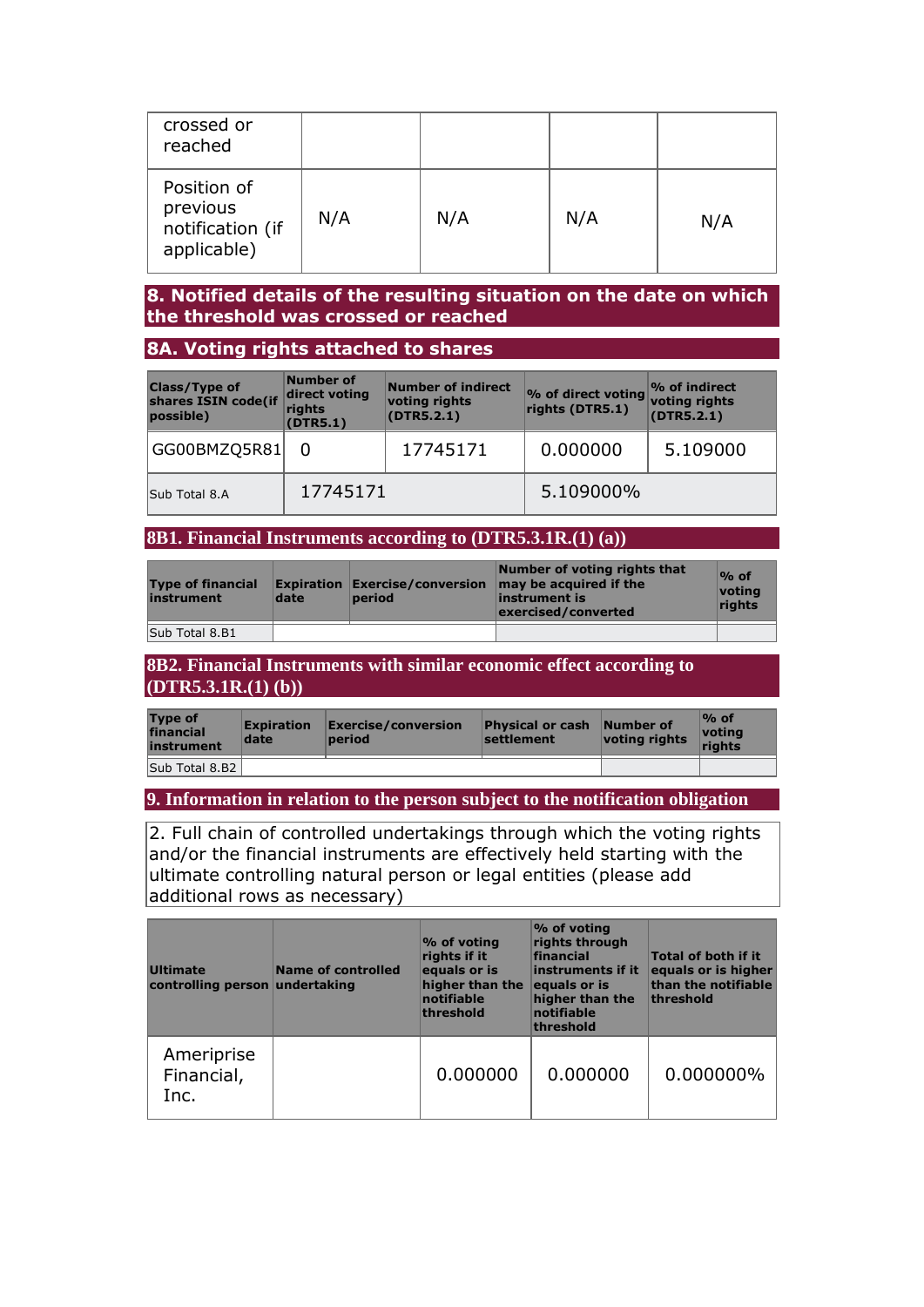| crossed or reached | | | | |
|---|---|---|---|---|
| Position of previous notification (if applicable) | N/A | N/A | N/A | N/A |

## 8. Notified details of the resulting situation on the date on which the threshold was crossed or reached

### 8A. Voting rights attached to shares

| Class/Type of shares ISIN code(if possible) | Number of direct voting rights (DTR5.1) | Number of indirect voting rights (DTR5.2.1) | % of direct voting rights (DTR5.1) | % of indirect voting rights (DTR5.2.1) |
|---|---|---|---|---|
| GG00BMZQ5R81 | 0 | 17745171 | 0.000000 | 5.109000 |
| Sub Total 8.A | 17745171 | | 5.109000% | |

### 8B1. Financial Instruments according to (DTR5.3.1R.(1) (a))

| Type of financial instrument | Expiration date | Exercise/conversion period | Number of voting rights that may be acquired if the instrument is exercised/converted | % of voting rights |
|---|---|---|---|---|
| Sub Total 8.B1 | | | | |

### 8B2. Financial Instruments with similar economic effect according to (DTR5.3.1R.(1) (b))

| Type of financial instrument | Expiration date | Exercise/conversion period | Physical or cash settlement | Number of voting rights | % of voting rights |
|---|---|---|---|---|---|
| Sub Total 8.B2 | | | | | |

## 9. Information in relation to the person subject to the notification obligation

2. Full chain of controlled undertakings through which the voting rights and/or the financial instruments are effectively held starting with the ultimate controlling natural person or legal entities (please add additional rows as necessary)

| Ultimate controlling person | Name of controlled undertaking | % of voting rights if it equals or is higher than the notifiable threshold | % of voting rights through financial instruments if it equals or is higher than the notifiable threshold | Total of both if it equals or is higher than the notifiable threshold |
|---|---|---|---|---|
| Ameriprise Financial, Inc. | | 0.000000 | 0.000000 | 0.000000% |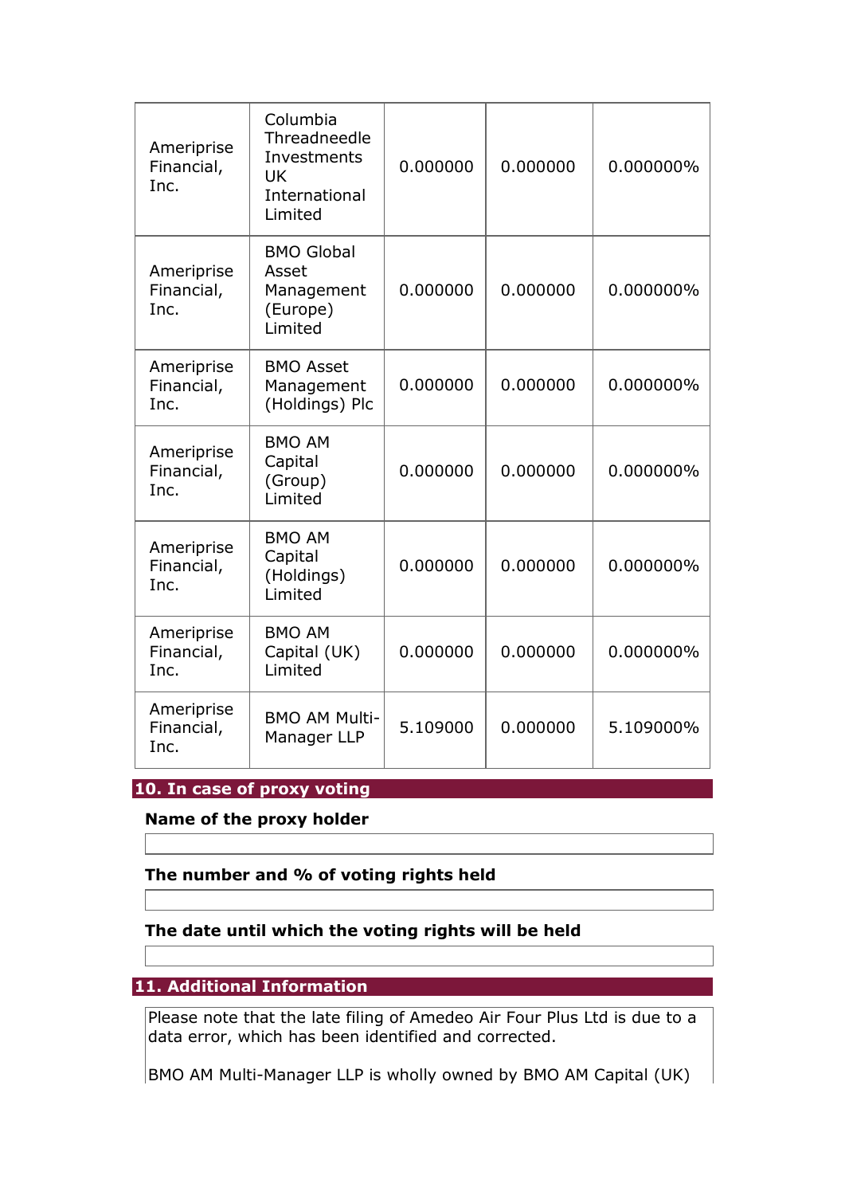| | | | | |
|---|---|---|---|---|
| Ameriprise Financial, Inc. | Columbia Threadneedle Investments UK International Limited | 0.000000 | 0.000000 | 0.000000% |
| Ameriprise Financial, Inc. | BMO Global Asset Management (Europe) Limited | 0.000000 | 0.000000 | 0.000000% |
| Ameriprise Financial, Inc. | BMO Asset Management (Holdings) Plc | 0.000000 | 0.000000 | 0.000000% |
| Ameriprise Financial, Inc. | BMO AM Capital (Group) Limited | 0.000000 | 0.000000 | 0.000000% |
| Ameriprise Financial, Inc. | BMO AM Capital (Holdings) Limited | 0.000000 | 0.000000 | 0.000000% |
| Ameriprise Financial, Inc. | BMO AM Capital (UK) Limited | 0.000000 | 0.000000 | 0.000000% |
| Ameriprise Financial, Inc. | BMO AM Multi-Manager LLP | 5.109000 | 0.000000 | 5.109000% |

## 10. In case of proxy voting

**Name of the proxy holder**

**The number and % of voting rights held**

**The date until which the voting rights will be held**

## 11. Additional Information

Please note that the late filing of Amedeo Air Four Plus Ltd is due to a data error, which has been identified and corrected.

BMO AM Multi-Manager LLP is wholly owned by BMO AM Capital (UK)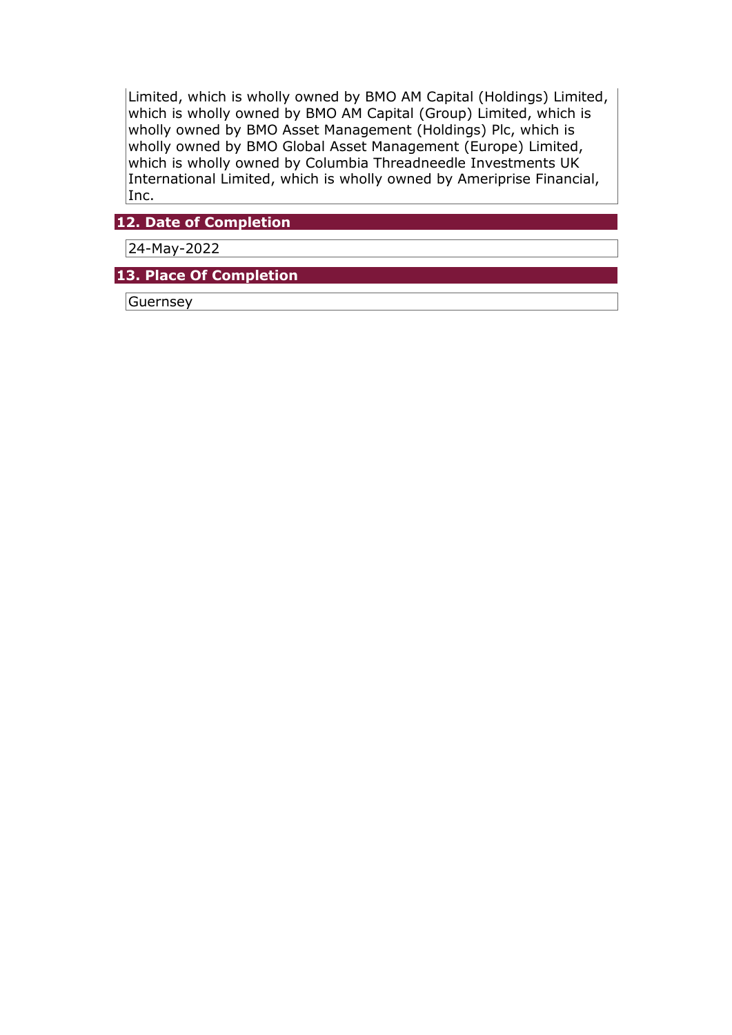Limited, which is wholly owned by BMO AM Capital (Holdings) Limited, which is wholly owned by BMO AM Capital (Group) Limited, which is wholly owned by BMO Asset Management (Holdings) Plc, which is wholly owned by BMO Global Asset Management (Europe) Limited, which is wholly owned by Columbia Threadneedle Investments UK International Limited, which is wholly owned by Ameriprise Financial, Inc.

## 12. Date of Completion

24-May-2022

## 13. Place Of Completion

Guernsey